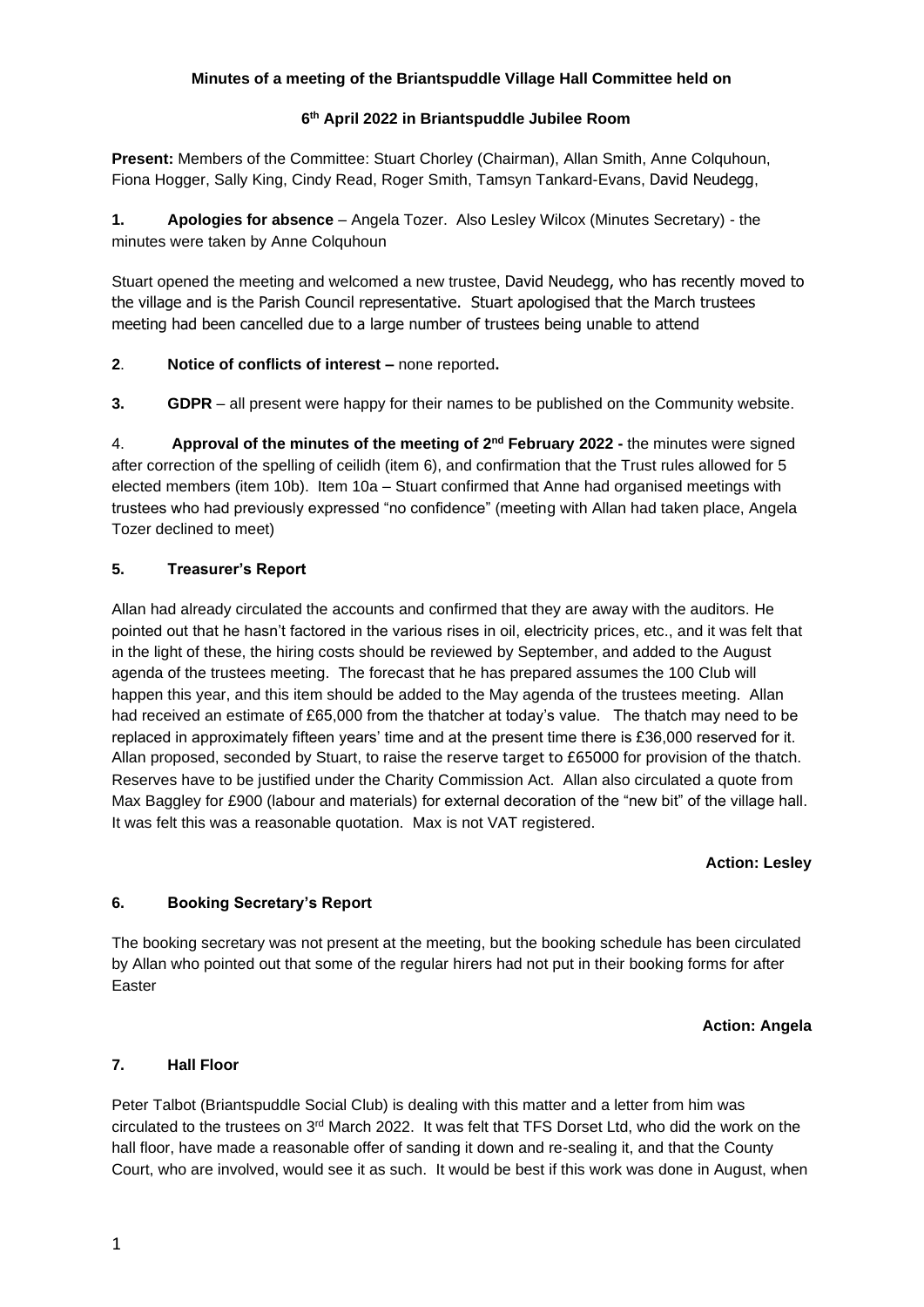**Minutes of a meeting of the Briantspuddle Village Hall Committee held on**

**6th April 2022 in Briantspuddle Jubilee Room**

**Present:** Members of the Committee: Stuart Chorley (Chairman), Allan Smith, Anne Colquhoun, Fiona Hogger, Sally King, Cindy Read, Roger Smith, Tamsyn Tankard-Evans, David Neudegg,

**1. Apologies for absence** – Angela Tozer. Also Lesley Wilcox (Minutes Secretary) - the minutes were taken by Anne Colquhoun

Stuart opened the meeting and welcomed a new trustee, David Neudegg, who has recently moved to the village and is the Parish Council representative. Stuart apologised that the March trustees meeting had been cancelled due to a large number of trustees being unable to attend

**2. Notice of conflicts of interest –** none reported**.**

**3. GDPR** – all present were happy for their names to be published on the Community website.

4. **Approval of the minutes of the meeting of 2nd February 2022 -** the minutes were signed after correction of the spelling of ceilidh (item 6), and confirmation that the Trust rules allowed for 5 elected members (item 10b). Item 10a – Stuart confirmed that Anne had organised meetings with trustees who had previously expressed "no confidence" (meeting with Allan had taken place, Angela Tozer declined to meet)

**5. Treasurer's Report**

Allan had already circulated the accounts and confirmed that they are away with the auditors. He pointed out that he hasn't factored in the various rises in oil, electricity prices, etc., and it was felt that in the light of these, the hiring costs should be reviewed by September, and added to the August agenda of the trustees meeting. The forecast that he has prepared assumes the 100 Club will happen this year, and this item should be added to the May agenda of the trustees meeting. Allan had received an estimate of £65,000 from the thatcher at today's value. The thatch may need to be replaced in approximately fifteen years' time and at the present time there is £36,000 reserved for it. Allan proposed, seconded by Stuart, to raise the reserve target to £65000 for provision of the thatch. Reserves have to be justified under the Charity Commission Act. Allan also circulated a quote from Max Baggley for £900 (labour and materials) for external decoration of the "new bit" of the village hall. It was felt this was a reasonable quotation. Max is not VAT registered.

**Action: Lesley**

**6. Booking Secretary's Report**

The booking secretary was not present at the meeting, but the booking schedule has been circulated by Allan who pointed out that some of the regular hirers had not put in their booking forms for after Easter

**Action: Angela**

**7. Hall Floor**

Peter Talbot (Briantspuddle Social Club) is dealing with this matter and a letter from him was circulated to the trustees on 3rd March 2022. It was felt that TFS Dorset Ltd, who did the work on the hall floor, have made a reasonable offer of sanding it down and re-sealing it, and that the County Court, who are involved, would see it as such. It would be best if this work was done in August, when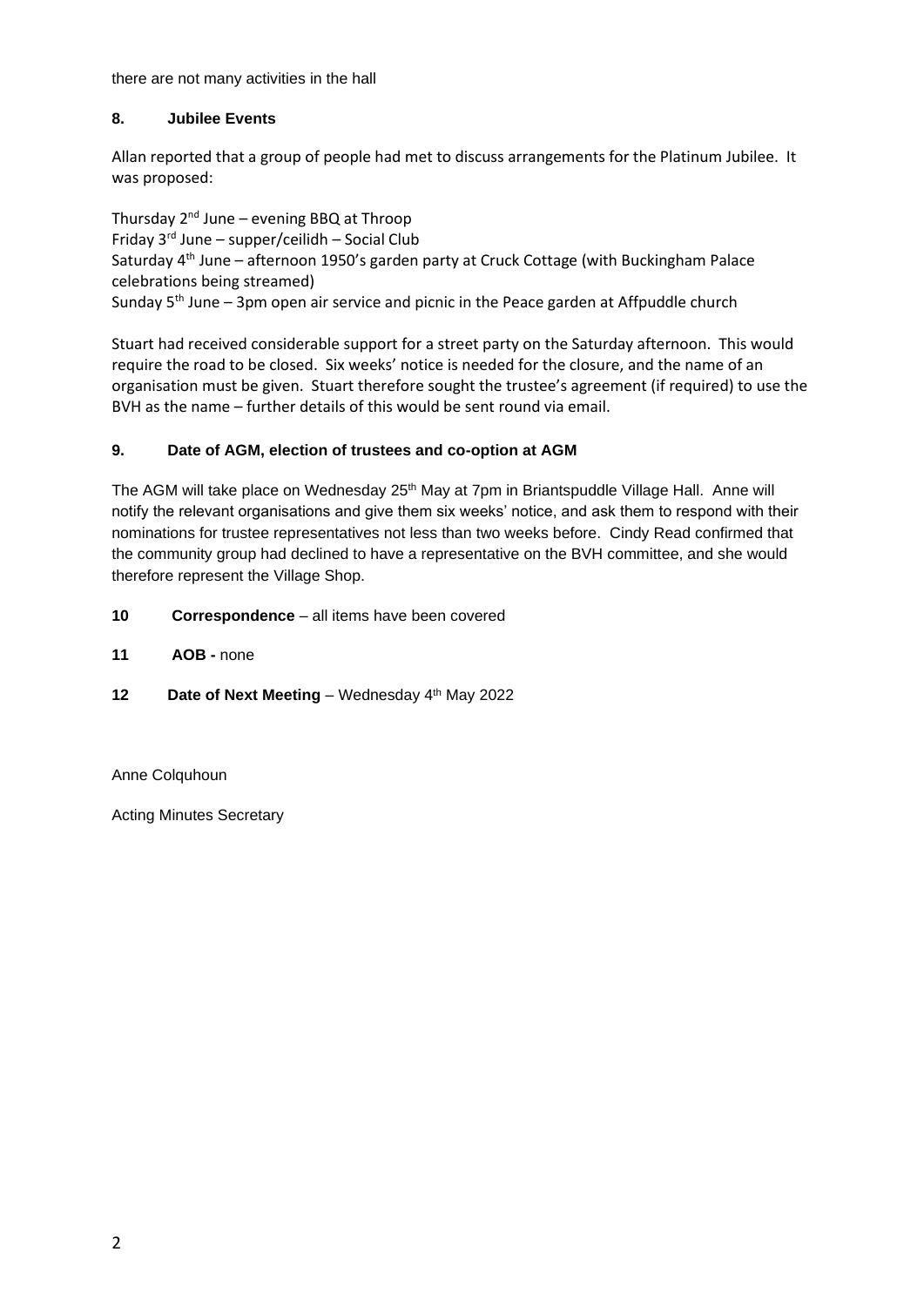there are not many activities in the hall

**8. Jubilee Events**

Allan reported that a group of people had met to discuss arrangements for the Platinum Jubilee. It was proposed:

Thursday 2nd June – evening BBQ at Throop
Friday 3rd June – supper/ceilidh – Social Club
Saturday 4th June – afternoon 1950's garden party at Cruck Cottage (with Buckingham Palace celebrations being streamed)
Sunday 5th June – 3pm open air service and picnic in the Peace garden at Affpuddle church

Stuart had received considerable support for a street party on the Saturday afternoon. This would require the road to be closed. Six weeks' notice is needed for the closure, and the name of an organisation must be given. Stuart therefore sought the trustee's agreement (if required) to use the BVH as the name – further details of this would be sent round via email.

**9. Date of AGM, election of trustees and co-option at AGM**

The AGM will take place on Wednesday 25th May at 7pm in Briantspuddle Village Hall. Anne will notify the relevant organisations and give them six weeks' notice, and ask them to respond with their nominations for trustee representatives not less than two weeks before. Cindy Read confirmed that the community group had declined to have a representative on the BVH committee, and she would therefore represent the Village Shop.

**10 Correspondence** – all items have been covered

**11 AOB -** none

**12 Date of Next Meeting** – Wednesday 4th May 2022

Anne Colquhoun

Acting Minutes Secretary